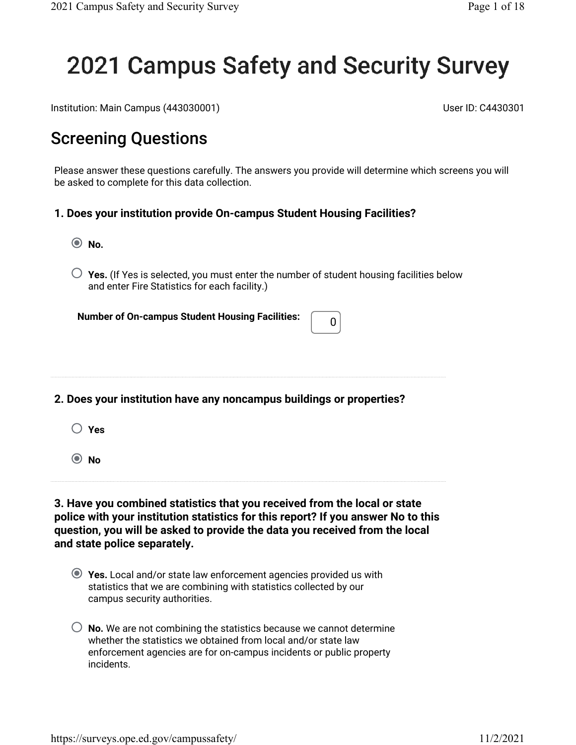# 2021 Campus Safety and Security Survey

Institution: Main Campus (443030001)

User ID: C4430301

## Screening Questions

Please answer these questions carefully. The answers you provide will determine which screens you will be asked to complete for this data collection.

**1. Does your institution provide On-campus Student Housing Facilities?**

- (●) **No.**
- ( ) **Yes.** (If Yes is selected, you must enter the number of student housing facilities below and enter Fire Statistics for each facility.)

**Number of On-campus Student Housing Facilities:** 0

**2. Does your institution have any noncampus buildings or properties?**

- ( ) **Yes**
- (●) **No**

**3. Have you combined statistics that you received from the local or state police with your institution statistics for this report? If you answer No to this question, you will be asked to provide the data you received from the local and state police separately.**

- (●) **Yes.** Local and/or state law enforcement agencies provided us with statistics that we are combining with statistics collected by our campus security authorities.
- ( ) **No.** We are not combining the statistics because we cannot determine whether the statistics we obtained from local and/or state law enforcement agencies are for on-campus incidents or public property incidents.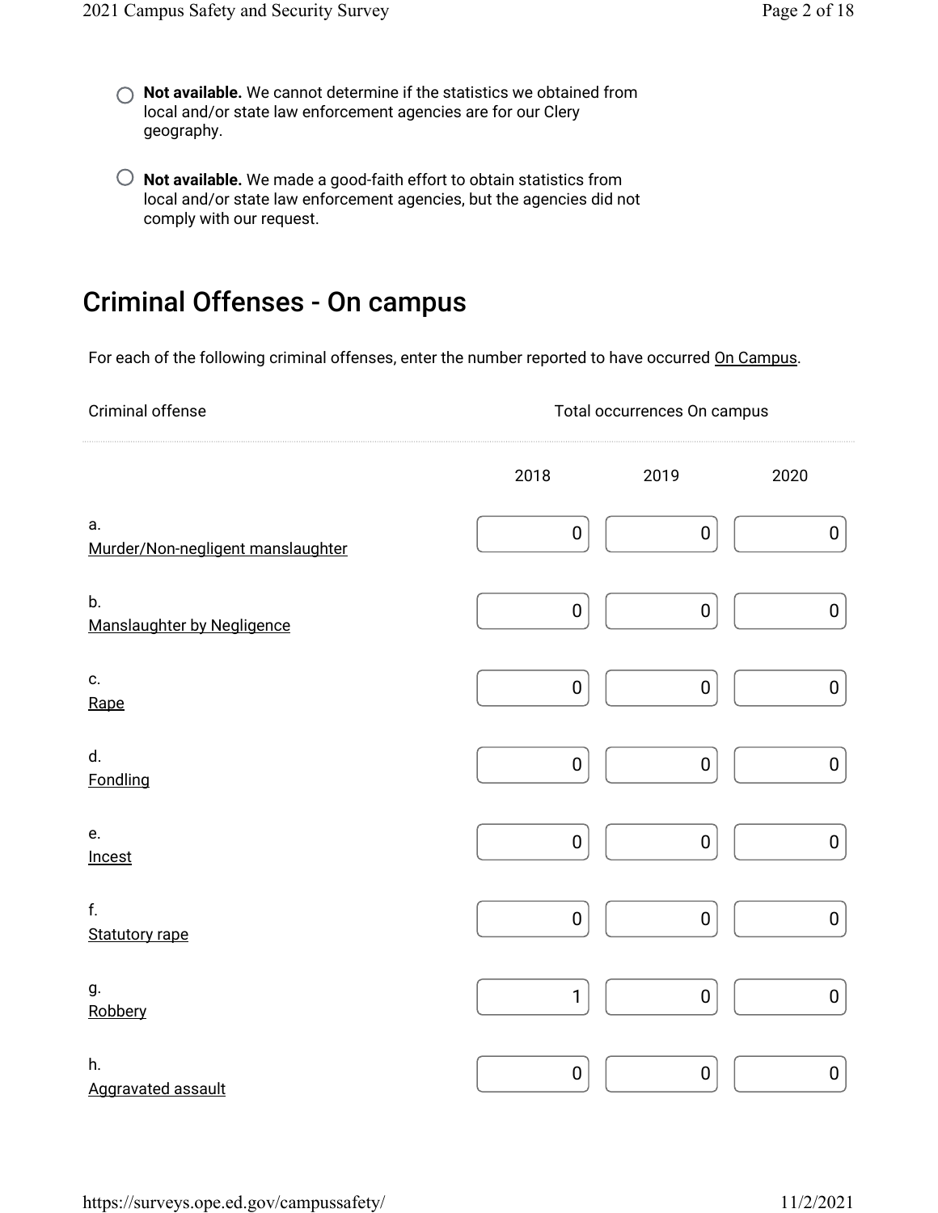- ○ **Not available.** We cannot determine if the statistics we obtained from local and/or state law enforcement agencies are for our Clery geography.

- ○ **Not available.** We made a good-faith effort to obtain statistics from local and/or state law enforcement agencies, but the agencies did not comply with our request.

## Criminal Offenses - On campus

For each of the following criminal offenses, enter the number reported to have occurred On Campus.

| Criminal offense | Total occurrences On campus | | |
|---|---|---|---|
| | 2018 | 2019 | 2020 |
| a. Murder/Non-negligent manslaughter | 0 | 0 | 0 |
| b. Manslaughter by Negligence | 0 | 0 | 0 |
| c. Rape | 0 | 0 | 0 |
| d. Fondling | 0 | 0 | 0 |
| e. Incest | 0 | 0 | 0 |
| f. Statutory rape | 0 | 0 | 0 |
| g. Robbery | 1 | 0 | 0 |
| h. Aggravated assault | 0 | 0 | 0 |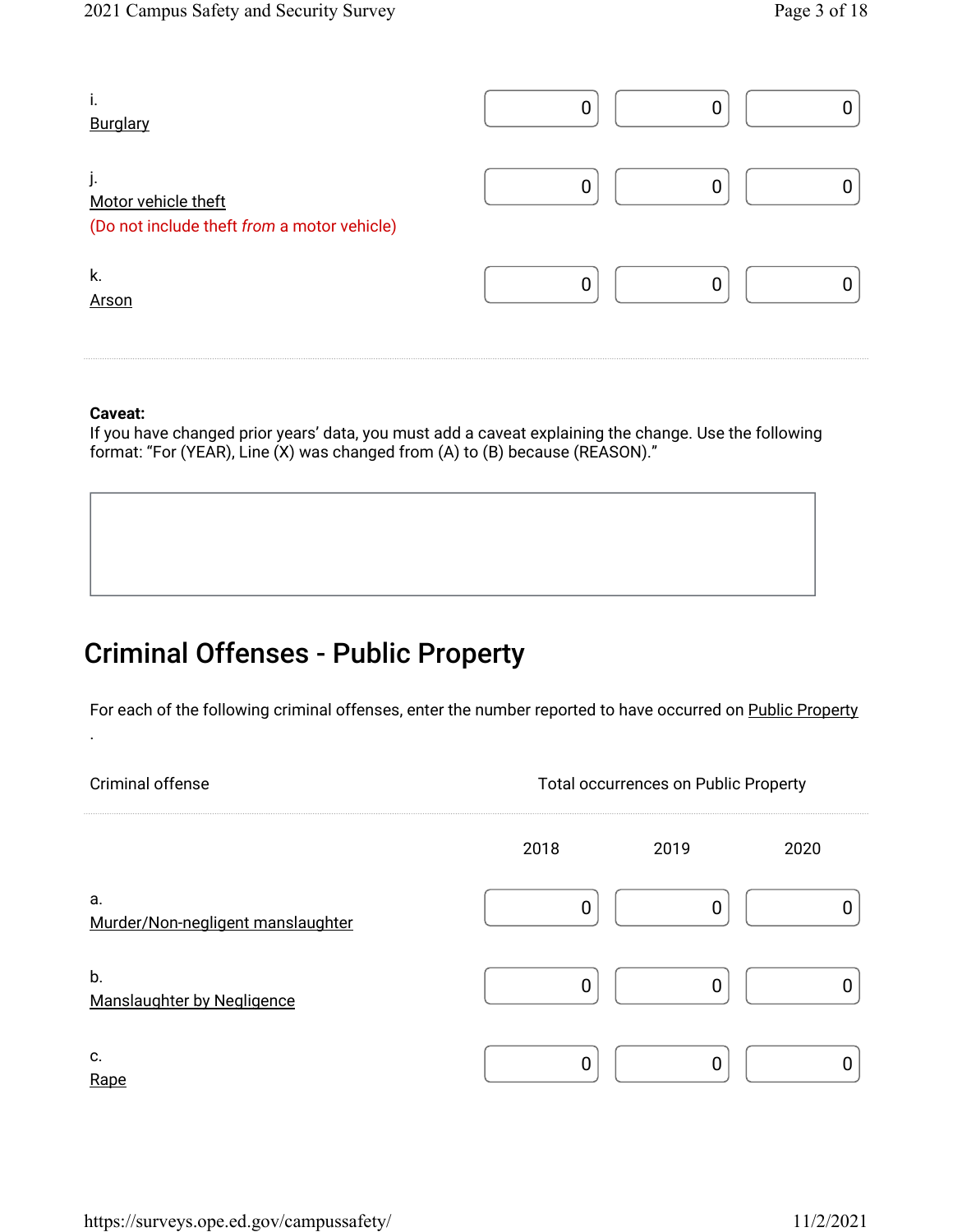| Criminal offense | 2018 | 2019 | 2020 |
|---|---|---|---|
| i. Burglary | 0 | 0 | 0 |
| j. Motor vehicle theft (Do not include theft *from* a motor vehicle) | 0 | 0 | 0 |
| k. Arson | 0 | 0 | 0 |

**Caveat:**
If you have changed prior years' data, you must add a caveat explaining the change. Use the following format: "For (YEAR), Line (X) was changed from (A) to (B) because (REASON)."

## Criminal Offenses - Public Property

For each of the following criminal offenses, enter the number reported to have occurred on Public Property.

| Criminal offense | Total occurrences on Public Property | | |
|---|---|---|---|
| | 2018 | 2019 | 2020 |
| a. Murder/Non-negligent manslaughter | 0 | 0 | 0 |
| b. Manslaughter by Negligence | 0 | 0 | 0 |
| c. Rape | 0 | 0 | 0 |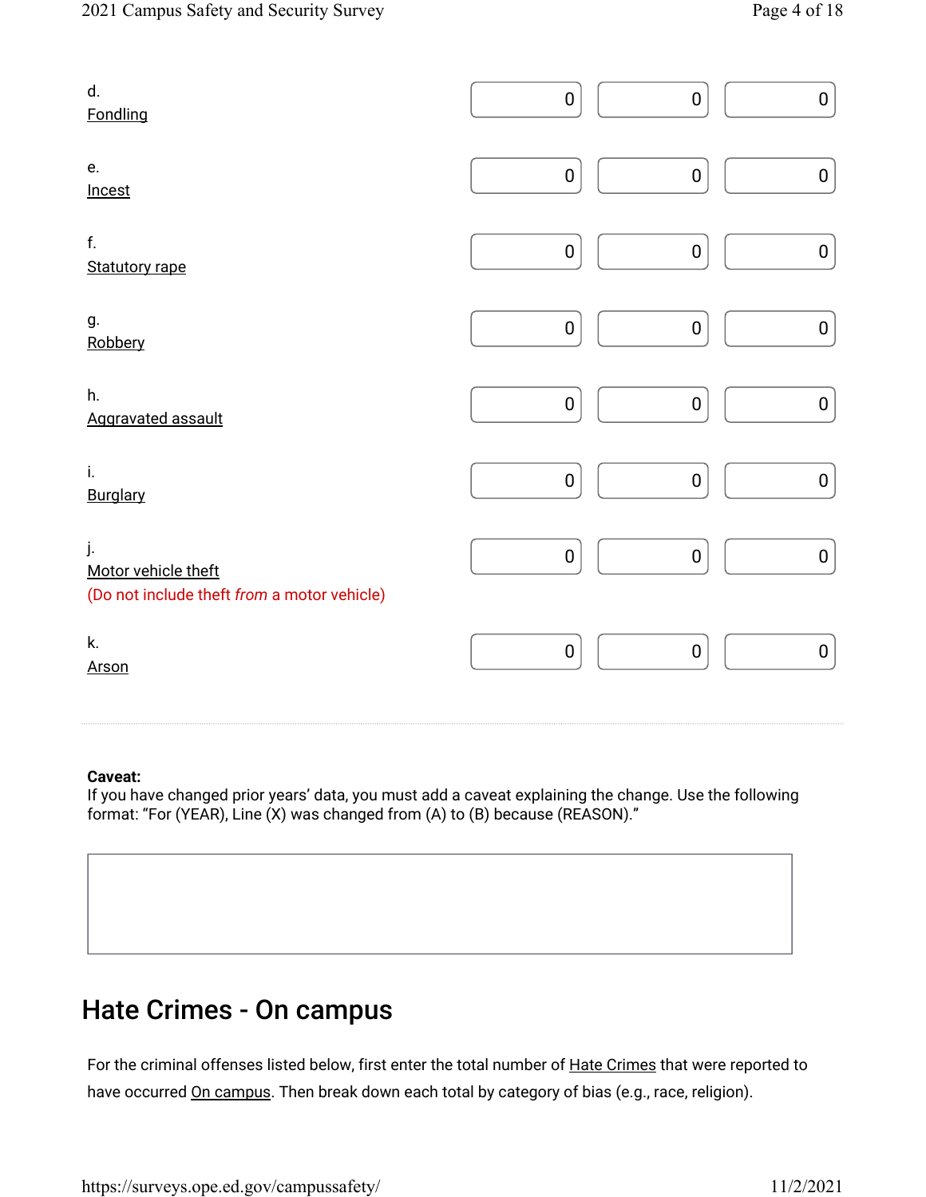| | | | |
|---|---|---|---|
| d. Fondling | 0 | 0 | 0 |
| e. Incest | 0 | 0 | 0 |
| f. Statutory rape | 0 | 0 | 0 |
| g. Robbery | 0 | 0 | 0 |
| h. Aggravated assault | 0 | 0 | 0 |
| i. Burglary | 0 | 0 | 0 |
| j. Motor vehicle theft (Do not include theft *from* a motor vehicle) | 0 | 0 | 0 |
| k. Arson | 0 | 0 | 0 |

**Caveat:**
If you have changed prior years' data, you must add a caveat explaining the change. Use the following format: "For (YEAR), Line (X) was changed from (A) to (B) because (REASON)."

## Hate Crimes - On campus

For the criminal offenses listed below, first enter the total number of Hate Crimes that were reported to have occurred On campus. Then break down each total by category of bias (e.g., race, religion).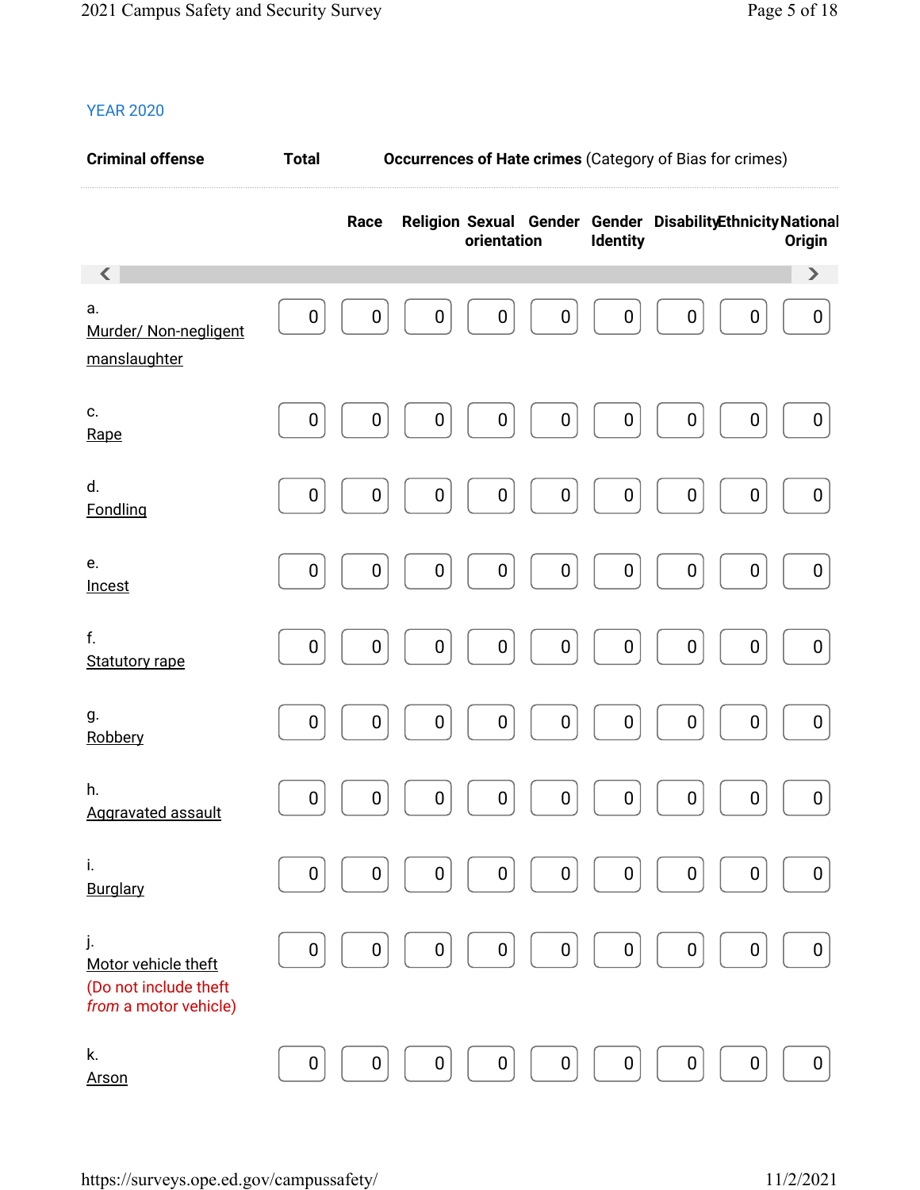YEAR 2020

| Criminal offense | Total | Occurrences of Hate crimes (Category of Bias for crimes) | | | | | | | |
|---|---|---|---|---|---|---|---|---|---|
| | | Race | Religion | Sexual orientation | Gender | Gender Identity | Disability | Ethnicity | National Origin |
| a. Murder/ Non-negligent manslaughter | 0 | 0 | 0 | 0 | 0 | 0 | 0 | 0 | 0 |
| c. Rape | 0 | 0 | 0 | 0 | 0 | 0 | 0 | 0 | 0 |
| d. Fondling | 0 | 0 | 0 | 0 | 0 | 0 | 0 | 0 | 0 |
| e. Incest | 0 | 0 | 0 | 0 | 0 | 0 | 0 | 0 | 0 |
| f. Statutory rape | 0 | 0 | 0 | 0 | 0 | 0 | 0 | 0 | 0 |
| g. Robbery | 0 | 0 | 0 | 0 | 0 | 0 | 0 | 0 | 0 |
| h. Aggravated assault | 0 | 0 | 0 | 0 | 0 | 0 | 0 | 0 | 0 |
| i. Burglary | 0 | 0 | 0 | 0 | 0 | 0 | 0 | 0 | 0 |
| j. Motor vehicle theft (Do not include theft *from* a motor vehicle) | 0 | 0 | 0 | 0 | 0 | 0 | 0 | 0 | 0 |
| k. Arson | 0 | 0 | 0 | 0 | 0 | 0 | 0 | 0 | 0 |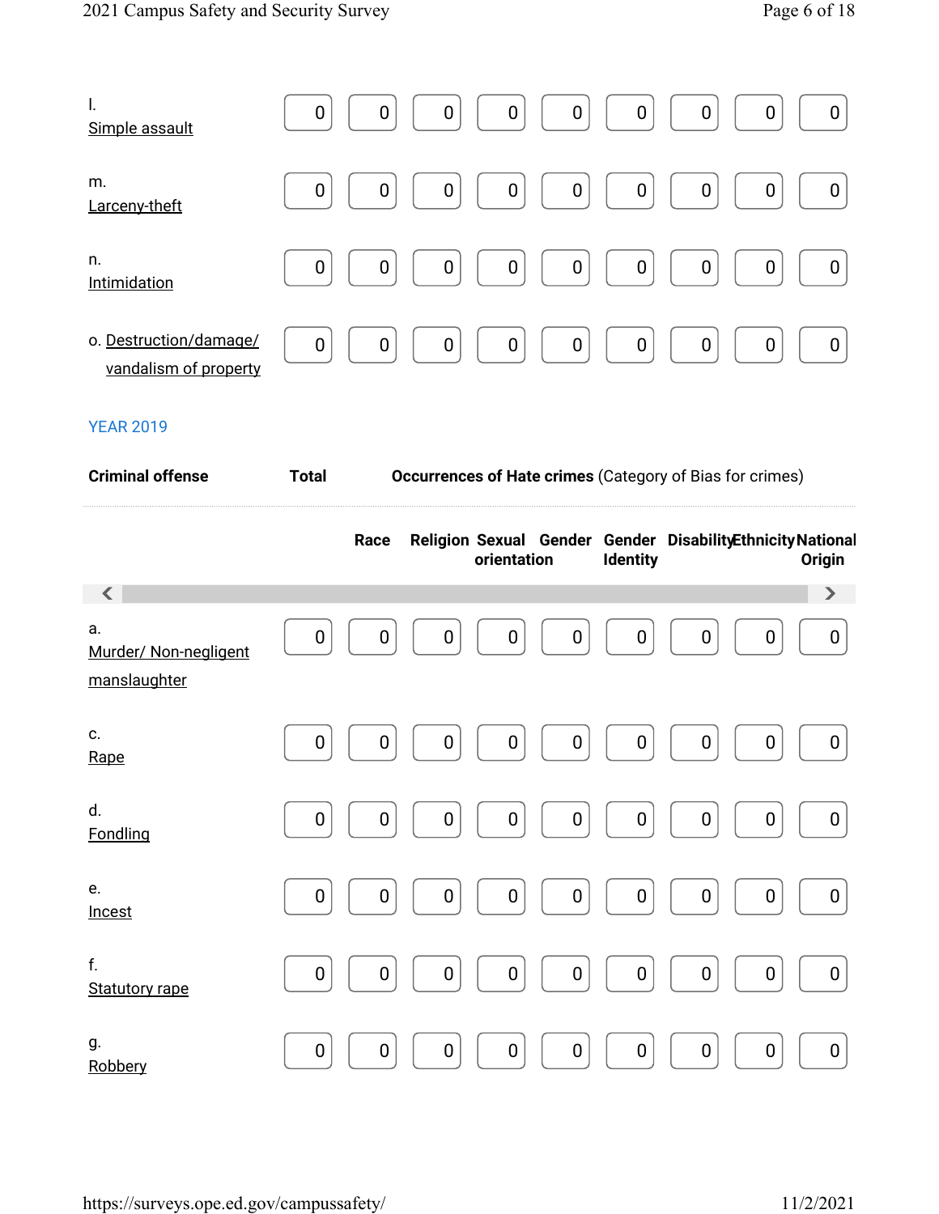| | | | | | | | | | |
|---|---|---|---|---|---|---|---|---|---|
| l. Simple assault | 0 | 0 | 0 | 0 | 0 | 0 | 0 | 0 | 0 |
| m. Larceny-theft | 0 | 0 | 0 | 0 | 0 | 0 | 0 | 0 | 0 |
| n. Intimidation | 0 | 0 | 0 | 0 | 0 | 0 | 0 | 0 | 0 |
| o. Destruction/damage/ vandalism of property | 0 | 0 | 0 | 0 | 0 | 0 | 0 | 0 | 0 |

YEAR 2019

| Criminal offense | Total | Occurrences of Hate crimes (Category of Bias for crimes) | | | | | | | |
|---|---|---|---|---|---|---|---|---|---|
| | | Race | Religion | Sexual orientation | Gender | Gender Identity | Disability | Ethnicity | National Origin |
| a. Murder/ Non-negligent manslaughter | 0 | 0 | 0 | 0 | 0 | 0 | 0 | 0 | 0 |
| c. Rape | 0 | 0 | 0 | 0 | 0 | 0 | 0 | 0 | 0 |
| d. Fondling | 0 | 0 | 0 | 0 | 0 | 0 | 0 | 0 | 0 |
| e. Incest | 0 | 0 | 0 | 0 | 0 | 0 | 0 | 0 | 0 |
| f. Statutory rape | 0 | 0 | 0 | 0 | 0 | 0 | 0 | 0 | 0 |
| g. Robbery | 0 | 0 | 0 | 0 | 0 | 0 | 0 | 0 | 0 |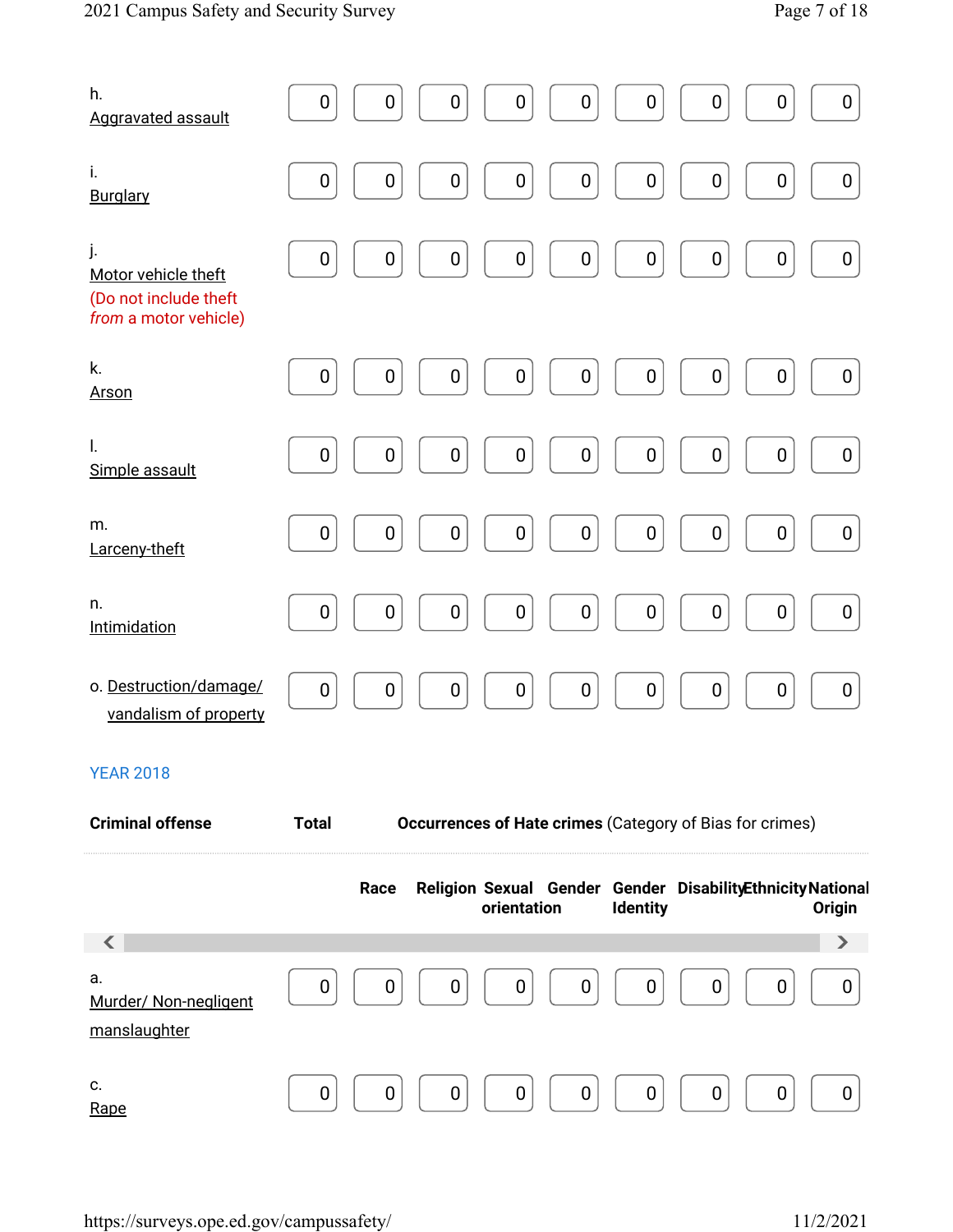| | | | | | | | | | |
|---|---|---|---|---|---|---|---|---|---|
| h. Aggravated assault | 0 | 0 | 0 | 0 | 0 | 0 | 0 | 0 | 0 |
| i. Burglary | 0 | 0 | 0 | 0 | 0 | 0 | 0 | 0 | 0 |
| j. Motor vehicle theft (Do not include theft *from* a motor vehicle) | 0 | 0 | 0 | 0 | 0 | 0 | 0 | 0 | 0 |
| k. Arson | 0 | 0 | 0 | 0 | 0 | 0 | 0 | 0 | 0 |
| l. Simple assault | 0 | 0 | 0 | 0 | 0 | 0 | 0 | 0 | 0 |
| m. Larceny-theft | 0 | 0 | 0 | 0 | 0 | 0 | 0 | 0 | 0 |
| n. Intimidation | 0 | 0 | 0 | 0 | 0 | 0 | 0 | 0 | 0 |
| o. Destruction/damage/ vandalism of property | 0 | 0 | 0 | 0 | 0 | 0 | 0 | 0 | 0 |

YEAR 2018

| Criminal offense | Total | Occurrences of Hate crimes (Category of Bias for crimes) | | | | | | | |
|---|---|---|---|---|---|---|---|---|---|
| | | Race | Religion | Sexual orientation | Gender | Gender Identity | Disability | Ethnicity | National Origin |
| a. Murder/ Non-negligent manslaughter | 0 | 0 | 0 | 0 | 0 | 0 | 0 | 0 | 0 |
| c. Rape | 0 | 0 | 0 | 0 | 0 | 0 | 0 | 0 | 0 |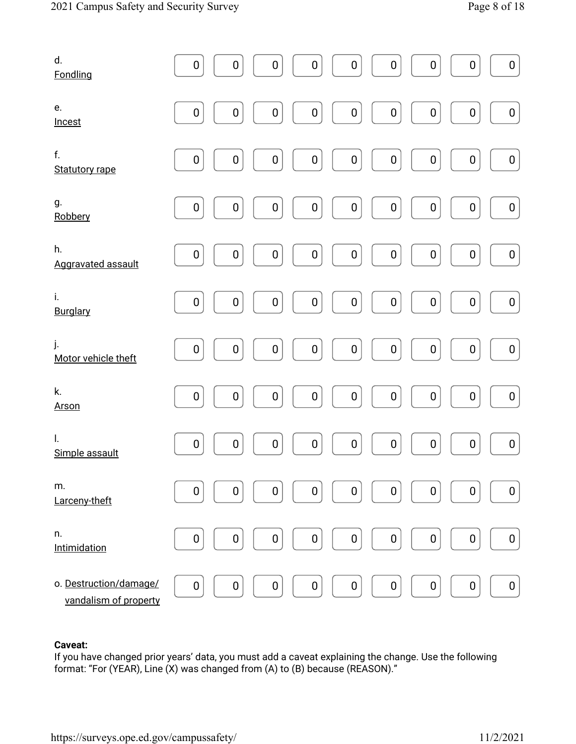| | | | | | | | | | |
|---|---|---|---|---|---|---|---|---|---|
| d. Fondling | 0 | 0 | 0 | 0 | 0 | 0 | 0 | 0 | 0 |
| e. Incest | 0 | 0 | 0 | 0 | 0 | 0 | 0 | 0 | 0 |
| f. Statutory rape | 0 | 0 | 0 | 0 | 0 | 0 | 0 | 0 | 0 |
| g. Robbery | 0 | 0 | 0 | 0 | 0 | 0 | 0 | 0 | 0 |
| h. Aggravated assault | 0 | 0 | 0 | 0 | 0 | 0 | 0 | 0 | 0 |
| i. Burglary | 0 | 0 | 0 | 0 | 0 | 0 | 0 | 0 | 0 |
| j. Motor vehicle theft | 0 | 0 | 0 | 0 | 0 | 0 | 0 | 0 | 0 |
| k. Arson | 0 | 0 | 0 | 0 | 0 | 0 | 0 | 0 | 0 |
| l. Simple assault | 0 | 0 | 0 | 0 | 0 | 0 | 0 | 0 | 0 |
| m. Larceny-theft | 0 | 0 | 0 | 0 | 0 | 0 | 0 | 0 | 0 |
| n. Intimidation | 0 | 0 | 0 | 0 | 0 | 0 | 0 | 0 | 0 |
| o. Destruction/damage/ vandalism of property | 0 | 0 | 0 | 0 | 0 | 0 | 0 | 0 | 0 |

**Caveat:**
If you have changed prior years' data, you must add a caveat explaining the change. Use the following format: "For (YEAR), Line (X) was changed from (A) to (B) because (REASON)."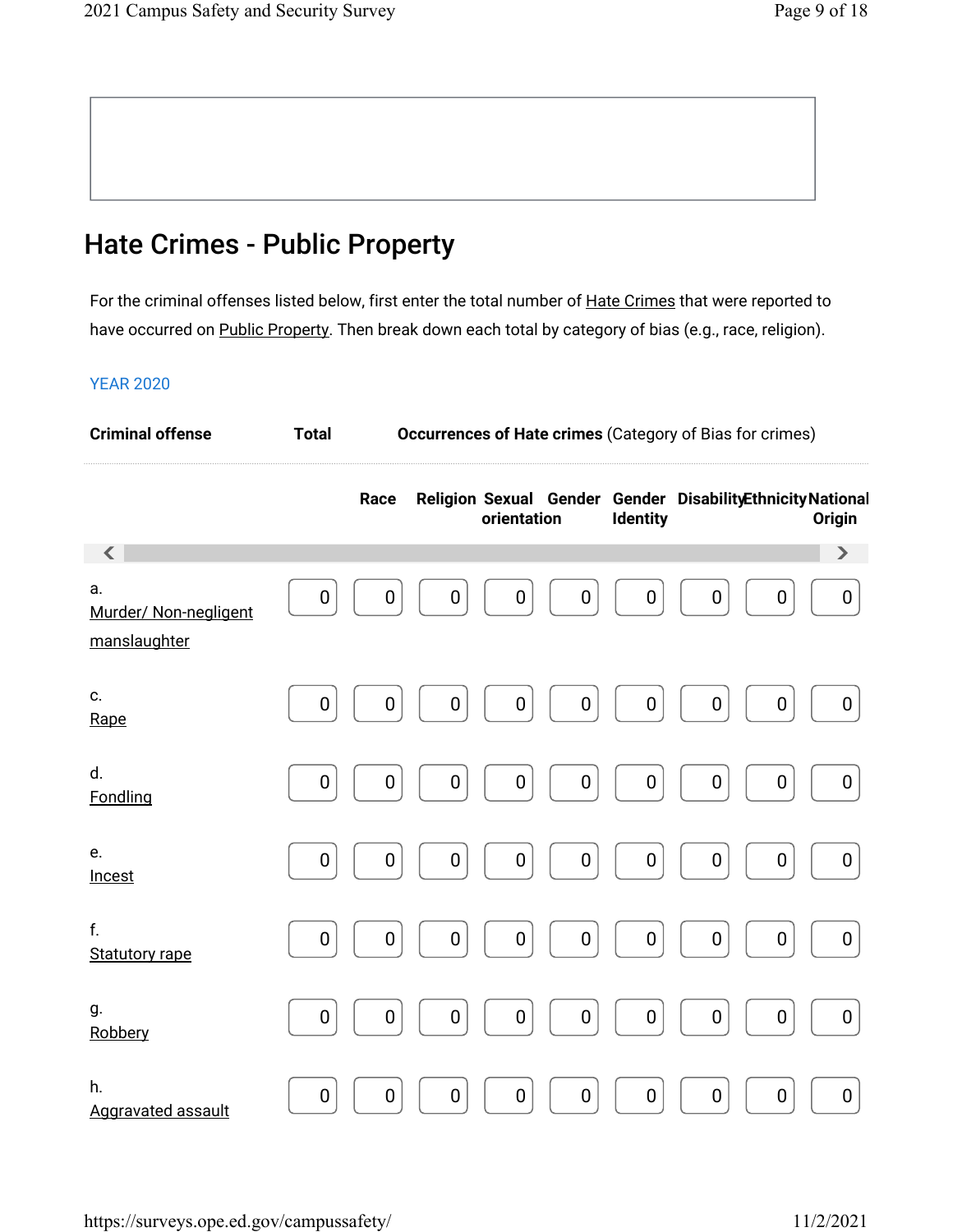## Hate Crimes - Public Property

For the criminal offenses listed below, first enter the total number of Hate Crimes that were reported to have occurred on Public Property. Then break down each total by category of bias (e.g., race, religion).

YEAR 2020

| Criminal offense | Total | Occurrences of Hate crimes (Category of Bias for crimes) | | | | | | | |
|---|---|---|---|---|---|---|---|---|---|
| | | Race | Religion | Sexual orientation | Gender | Gender Identity | Disability | Ethnicity | National Origin |
| a. Murder/ Non-negligent manslaughter | 0 | 0 | 0 | 0 | 0 | 0 | 0 | 0 | 0 |
| c. Rape | 0 | 0 | 0 | 0 | 0 | 0 | 0 | 0 | 0 |
| d. Fondling | 0 | 0 | 0 | 0 | 0 | 0 | 0 | 0 | 0 |
| e. Incest | 0 | 0 | 0 | 0 | 0 | 0 | 0 | 0 | 0 |
| f. Statutory rape | 0 | 0 | 0 | 0 | 0 | 0 | 0 | 0 | 0 |
| g. Robbery | 0 | 0 | 0 | 0 | 0 | 0 | 0 | 0 | 0 |
| h. Aggravated assault | 0 | 0 | 0 | 0 | 0 | 0 | 0 | 0 | 0 |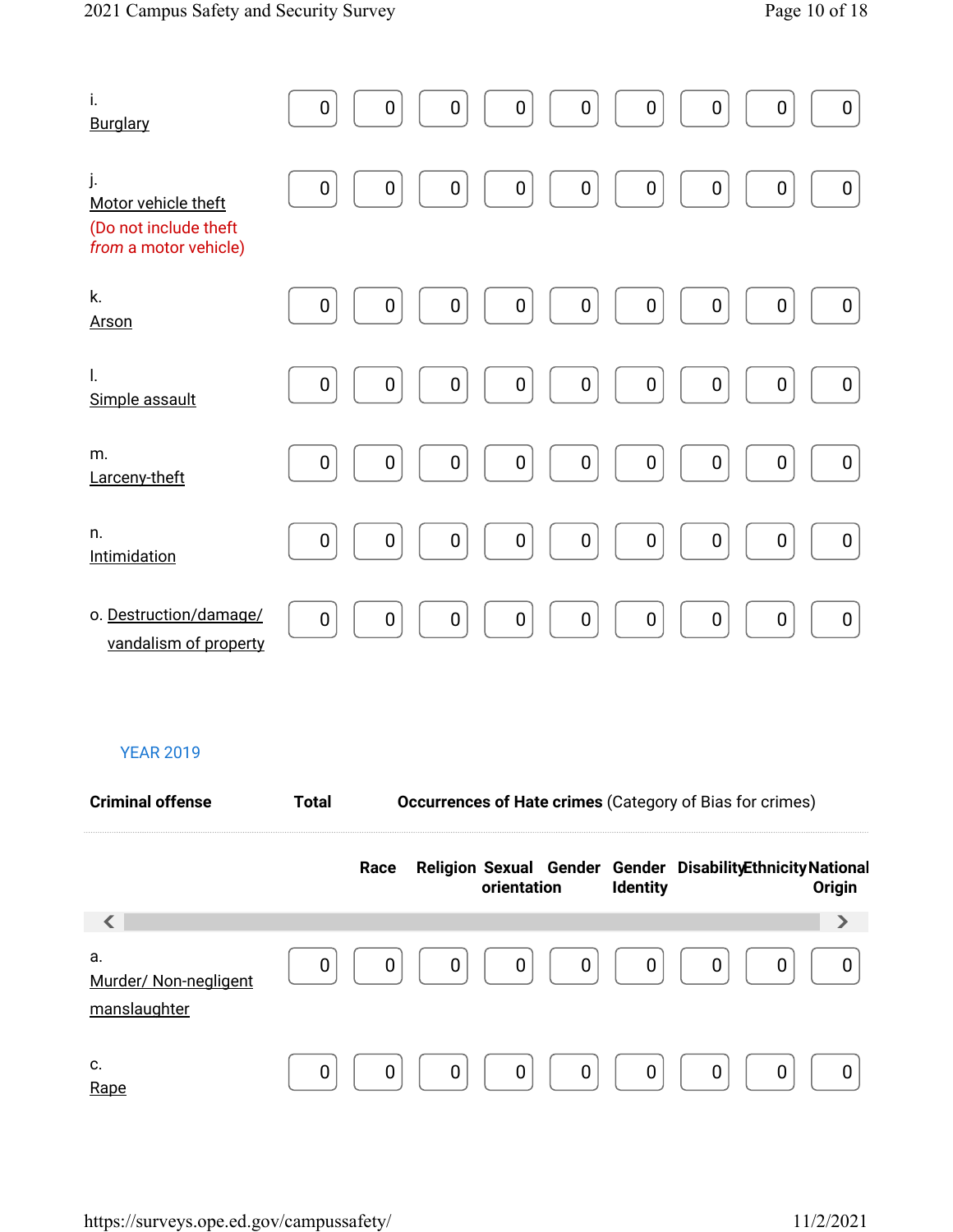| | | | | | | | | | |
|---|---|---|---|---|---|---|---|---|---|
| i. Burglary | 0 | 0 | 0 | 0 | 0 | 0 | 0 | 0 | 0 |
| j. Motor vehicle theft (Do not include theft *from* a motor vehicle) | 0 | 0 | 0 | 0 | 0 | 0 | 0 | 0 | 0 |
| k. Arson | 0 | 0 | 0 | 0 | 0 | 0 | 0 | 0 | 0 |
| l. Simple assault | 0 | 0 | 0 | 0 | 0 | 0 | 0 | 0 | 0 |
| m. Larceny-theft | 0 | 0 | 0 | 0 | 0 | 0 | 0 | 0 | 0 |
| n. Intimidation | 0 | 0 | 0 | 0 | 0 | 0 | 0 | 0 | 0 |
| o. Destruction/damage/ vandalism of property | 0 | 0 | 0 | 0 | 0 | 0 | 0 | 0 | 0 |

YEAR 2019

| Criminal offense | Total | Occurrences of Hate crimes (Category of Bias for crimes) | | | | | | | |
|---|---|---|---|---|---|---|---|---|---|
| | | Race | Religion | Sexual orientation | Gender | Gender Identity | Disability | Ethnicity | National Origin |
| a. Murder/ Non-negligent manslaughter | 0 | 0 | 0 | 0 | 0 | 0 | 0 | 0 | 0 |
| c. Rape | 0 | 0 | 0 | 0 | 0 | 0 | 0 | 0 | 0 |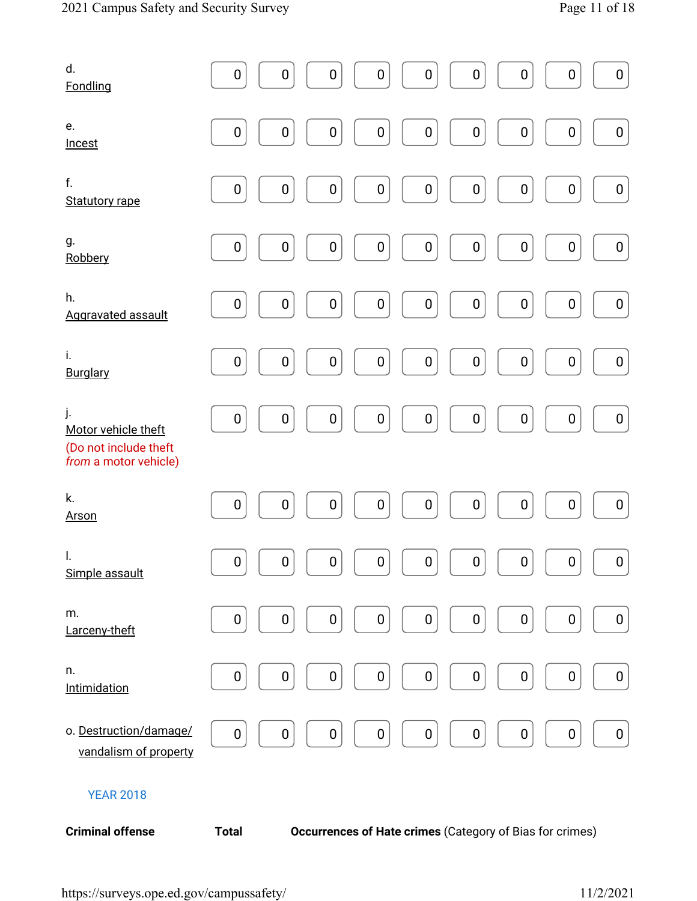| | | | | | | | | | |
|---|---|---|---|---|---|---|---|---|---|
| d. Fondling | 0 | 0 | 0 | 0 | 0 | 0 | 0 | 0 | 0 |
| e. Incest | 0 | 0 | 0 | 0 | 0 | 0 | 0 | 0 | 0 |
| f. Statutory rape | 0 | 0 | 0 | 0 | 0 | 0 | 0 | 0 | 0 |
| g. Robbery | 0 | 0 | 0 | 0 | 0 | 0 | 0 | 0 | 0 |
| h. Aggravated assault | 0 | 0 | 0 | 0 | 0 | 0 | 0 | 0 | 0 |
| i. Burglary | 0 | 0 | 0 | 0 | 0 | 0 | 0 | 0 | 0 |
| j. Motor vehicle theft (Do not include theft *from* a motor vehicle) | 0 | 0 | 0 | 0 | 0 | 0 | 0 | 0 | 0 |
| k. Arson | 0 | 0 | 0 | 0 | 0 | 0 | 0 | 0 | 0 |
| l. Simple assault | 0 | 0 | 0 | 0 | 0 | 0 | 0 | 0 | 0 |
| m. Larceny-theft | 0 | 0 | 0 | 0 | 0 | 0 | 0 | 0 | 0 |
| n. Intimidation | 0 | 0 | 0 | 0 | 0 | 0 | 0 | 0 | 0 |
| o. Destruction/damage/ vandalism of property | 0 | 0 | 0 | 0 | 0 | 0 | 0 | 0 | 0 |

YEAR 2018

| **Criminal offense** | **Total** | **Occurrences of Hate crimes** (Category of Bias for crimes) |
|---|---|---|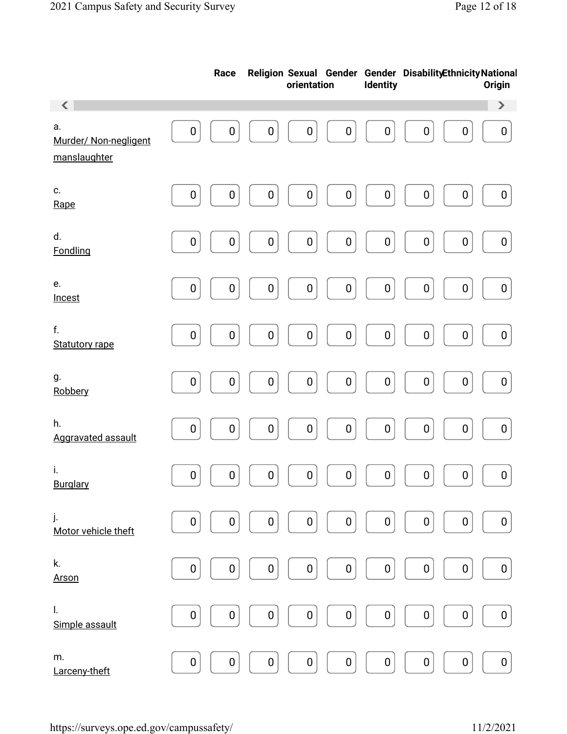| | | Race | Religion | Sexual orientation | Gender | Gender Identity | Disability | Ethnicity | National Origin |
|---|---|---|---|---|---|---|---|---|---|
| a. Murder/ Non-negligent manslaughter | 0 | 0 | 0 | 0 | 0 | 0 | 0 | 0 | 0 |
| c. Rape | 0 | 0 | 0 | 0 | 0 | 0 | 0 | 0 | 0 |
| d. Fondling | 0 | 0 | 0 | 0 | 0 | 0 | 0 | 0 | 0 |
| e. Incest | 0 | 0 | 0 | 0 | 0 | 0 | 0 | 0 | 0 |
| f. Statutory rape | 0 | 0 | 0 | 0 | 0 | 0 | 0 | 0 | 0 |
| g. Robbery | 0 | 0 | 0 | 0 | 0 | 0 | 0 | 0 | 0 |
| h. Aggravated assault | 0 | 0 | 0 | 0 | 0 | 0 | 0 | 0 | 0 |
| i. Burglary | 0 | 0 | 0 | 0 | 0 | 0 | 0 | 0 | 0 |
| j. Motor vehicle theft | 0 | 0 | 0 | 0 | 0 | 0 | 0 | 0 | 0 |
| k. Arson | 0 | 0 | 0 | 0 | 0 | 0 | 0 | 0 | 0 |
| l. Simple assault | 0 | 0 | 0 | 0 | 0 | 0 | 0 | 0 | 0 |
| m. Larceny-theft | 0 | 0 | 0 | 0 | 0 | 0 | 0 | 0 | 0 |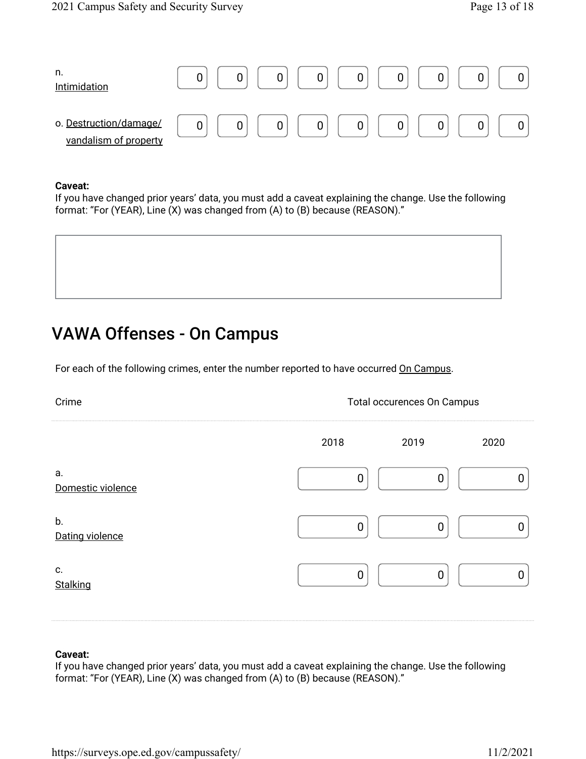| | | | | | | | | | |
|---|---|---|---|---|---|---|---|---|---|
| n. Intimidation | 0 | 0 | 0 | 0 | 0 | 0 | 0 | 0 | 0 |
| o. Destruction/damage/ vandalism of property | 0 | 0 | 0 | 0 | 0 | 0 | 0 | 0 | 0 |

**Caveat:**
If you have changed prior years' data, you must add a caveat explaining the change. Use the following format: "For (YEAR), Line (X) was changed from (A) to (B) because (REASON)."

## VAWA Offenses - On Campus

For each of the following crimes, enter the number reported to have occurred On Campus.

| Crime | Total occurences On Campus | | |
|---|---|---|---|
| | 2018 | 2019 | 2020 |
| a. Domestic violence | 0 | 0 | 0 |
| b. Dating violence | 0 | 0 | 0 |
| c. Stalking | 0 | 0 | 0 |

**Caveat:**
If you have changed prior years' data, you must add a caveat explaining the change. Use the following format: "For (YEAR), Line (X) was changed from (A) to (B) because (REASON)."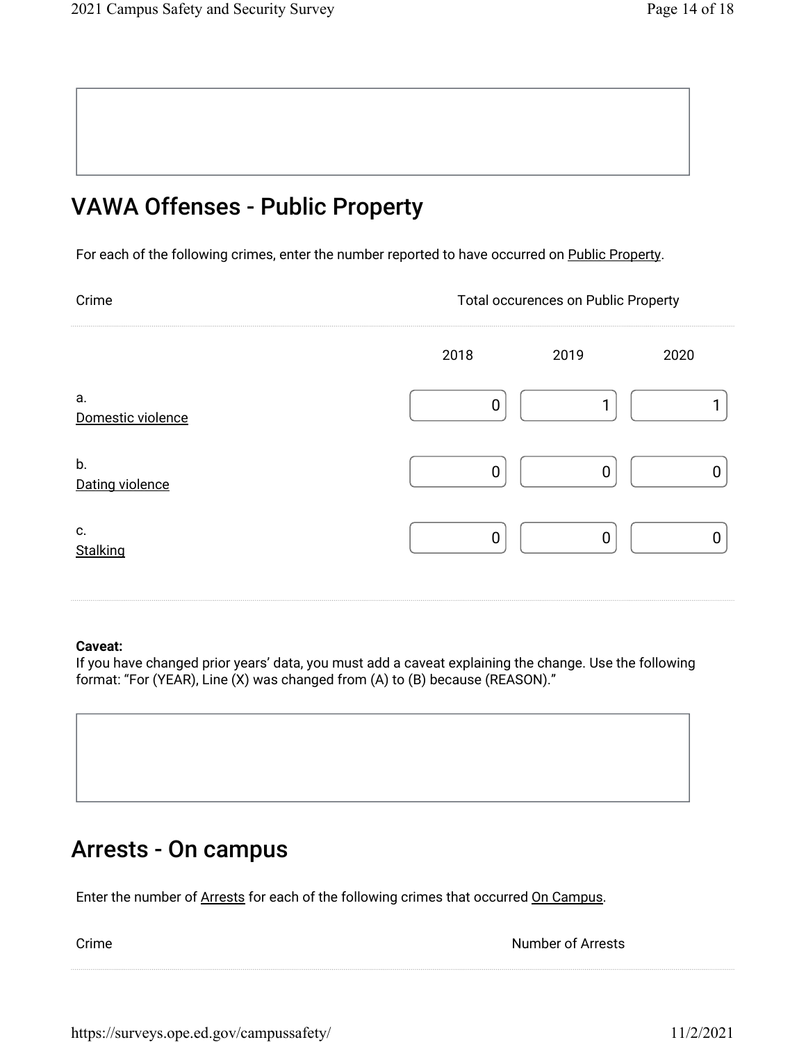## VAWA Offenses - Public Property

For each of the following crimes, enter the number reported to have occurred on Public Property.

| Crime | Total occurences on Public Property | | |
|---|---|---|---|
| | 2018 | 2019 | 2020 |
| a. Domestic violence | 0 | 1 | 1 |
| b. Dating violence | 0 | 0 | 0 |
| c. Stalking | 0 | 0 | 0 |

**Caveat:**
If you have changed prior years' data, you must add a caveat explaining the change. Use the following format: "For (YEAR), Line (X) was changed from (A) to (B) because (REASON)."

## Arrests - On campus

Enter the number of Arrests for each of the following crimes that occurred On Campus.

| Crime | Number of Arrests |
|---|---|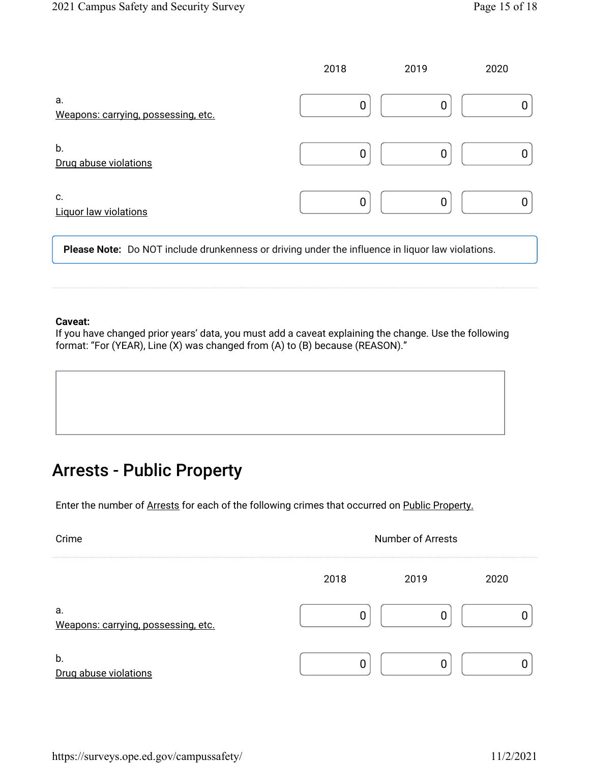| | 2018 | 2019 | 2020 |
|---|---|---|---|
| a. Weapons: carrying, possessing, etc. | 0 | 0 | 0 |
| b. Drug abuse violations | 0 | 0 | 0 |
| c. Liquor law violations | 0 | 0 | 0 |

**Please Note:** Do NOT include drunkenness or driving under the influence in liquor law violations.

**Caveat:**
If you have changed prior years' data, you must add a caveat explaining the change. Use the following format: "For (YEAR), Line (X) was changed from (A) to (B) because (REASON)."

## Arrests - Public Property

Enter the number of Arrests for each of the following crimes that occurred on Public Property.

| Crime | Number of Arrests | | |
|---|---|---|---|
| | 2018 | 2019 | 2020 |
| a. Weapons: carrying, possessing, etc. | 0 | 0 | 0 |
| b. Drug abuse violations | 0 | 0 | 0 |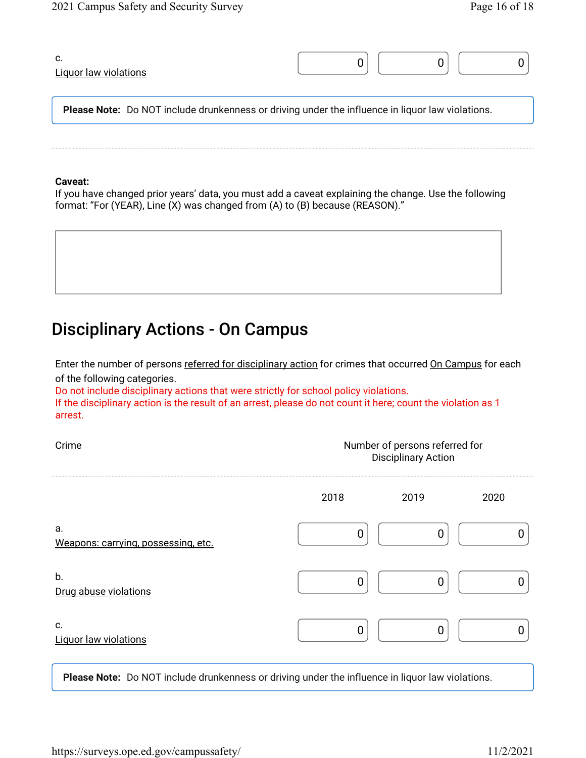| | | | |
|---|---|---|---|
| c. Liquor law violations | 0 | 0 | 0 |

**Please Note:** Do NOT include drunkenness or driving under the influence in liquor law violations.

**Caveat:**
If you have changed prior years' data, you must add a caveat explaining the change. Use the following format: "For (YEAR), Line (X) was changed from (A) to (B) because (REASON)."

## Disciplinary Actions - On Campus

Enter the number of persons referred for disciplinary action for crimes that occurred On Campus for each of the following categories.
Do not include disciplinary actions that were strictly for school policy violations.
If the disciplinary action is the result of an arrest, please do not count it here; count the violation as 1 arrest.

| Crime | Number of persons referred for Disciplinary Action | | |
|---|---|---|---|
| | 2018 | 2019 | 2020 |
| a. Weapons: carrying, possessing, etc. | 0 | 0 | 0 |
| b. Drug abuse violations | 0 | 0 | 0 |
| c. Liquor law violations | 0 | 0 | 0 |

**Please Note:** Do NOT include drunkenness or driving under the influence in liquor law violations.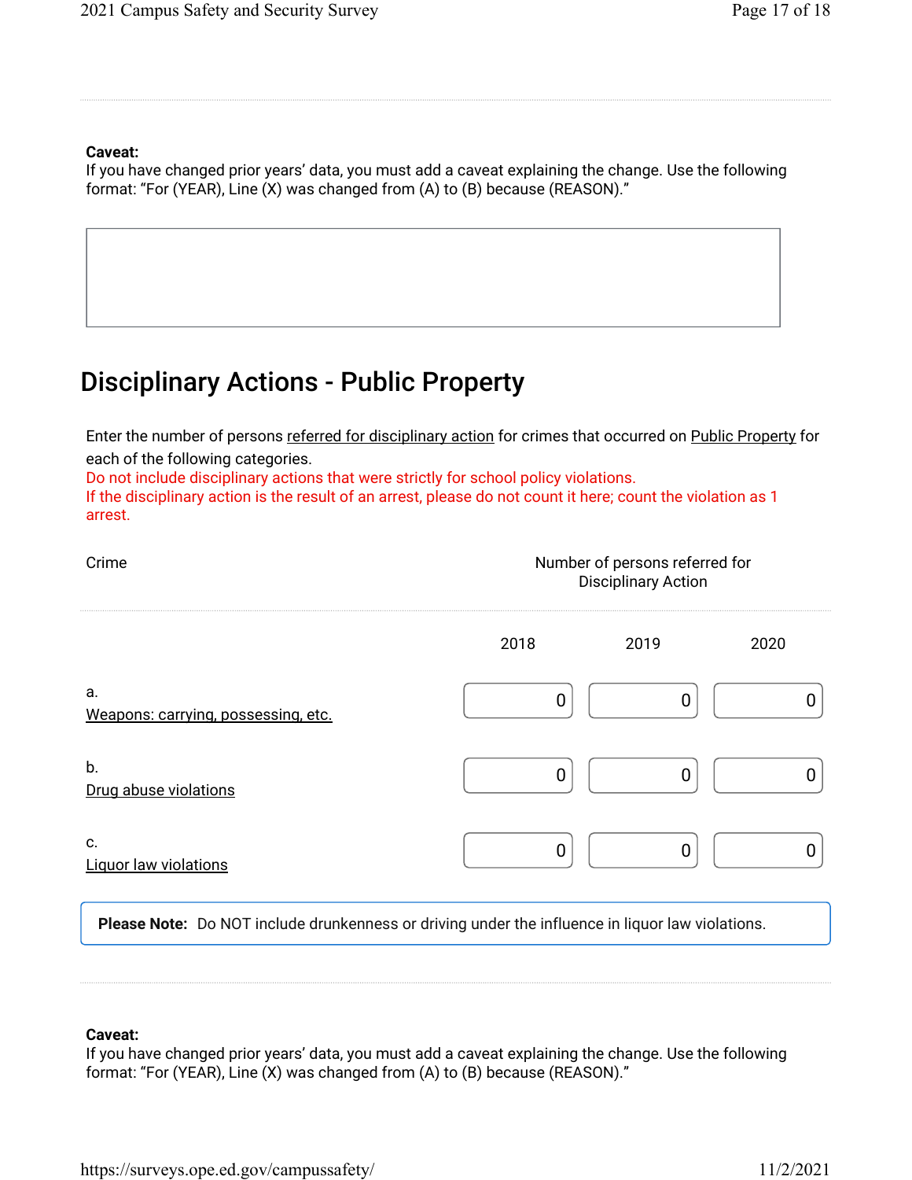**Caveat:**
If you have changed prior years' data, you must add a caveat explaining the change. Use the following format: "For (YEAR), Line (X) was changed from (A) to (B) because (REASON)."

## Disciplinary Actions - Public Property

Enter the number of persons referred for disciplinary action for crimes that occurred on Public Property for each of the following categories.
Do not include disciplinary actions that were strictly for school policy violations.
If the disciplinary action is the result of an arrest, please do not count it here; count the violation as 1 arrest.

| Crime | Number of persons referred for Disciplinary Action | | |
|---|---|---|---|
| | 2018 | 2019 | 2020 |
| a. Weapons: carrying, possessing, etc. | 0 | 0 | 0 |
| b. Drug abuse violations | 0 | 0 | 0 |
| c. Liquor law violations | 0 | 0 | 0 |

**Please Note:** Do NOT include drunkenness or driving under the influence in liquor law violations.

**Caveat:**
If you have changed prior years' data, you must add a caveat explaining the change. Use the following format: "For (YEAR), Line (X) was changed from (A) to (B) because (REASON)."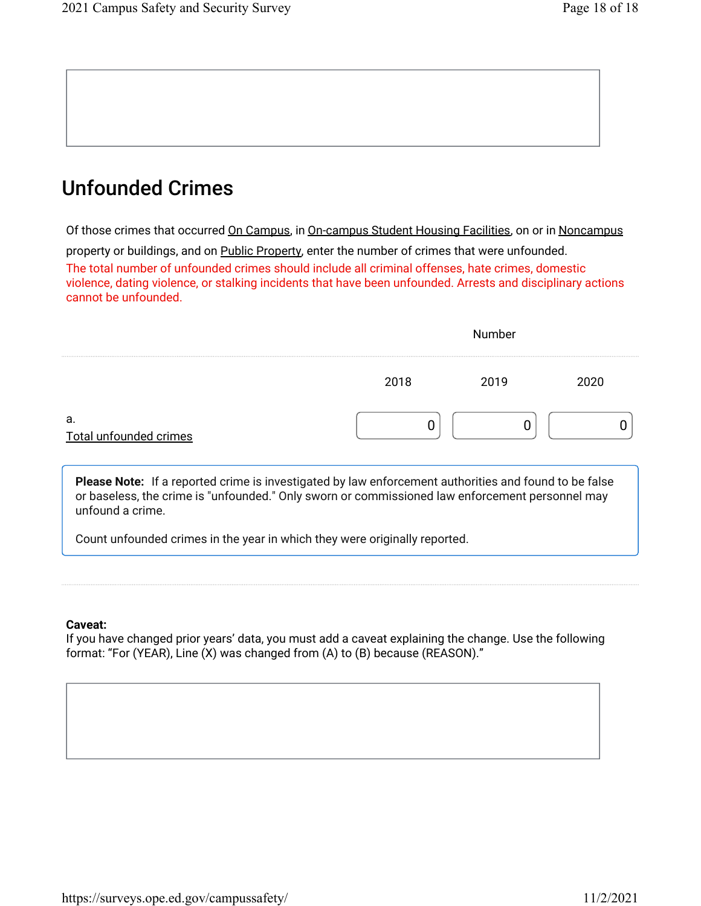## Unfounded Crimes

Of those crimes that occurred On Campus, in On-campus Student Housing Facilities, on or in Noncampus property or buildings, and on Public Property, enter the number of crimes that were unfounded.

The total number of unfounded crimes should include all criminal offenses, hate crimes, domestic violence, dating violence, or stalking incidents that have been unfounded. Arrests and disciplinary actions cannot be unfounded.

| | Number | | |
|---|---|---|---|
| | 2018 | 2019 | 2020 |
| a. Total unfounded crimes | 0 | 0 | 0 |

**Please Note:** If a reported crime is investigated by law enforcement authorities and found to be false or baseless, the crime is "unfounded." Only sworn or commissioned law enforcement personnel may unfound a crime.

Count unfounded crimes in the year in which they were originally reported.

**Caveat:**
If you have changed prior years' data, you must add a caveat explaining the change. Use the following format: "For (YEAR), Line (X) was changed from (A) to (B) because (REASON)."